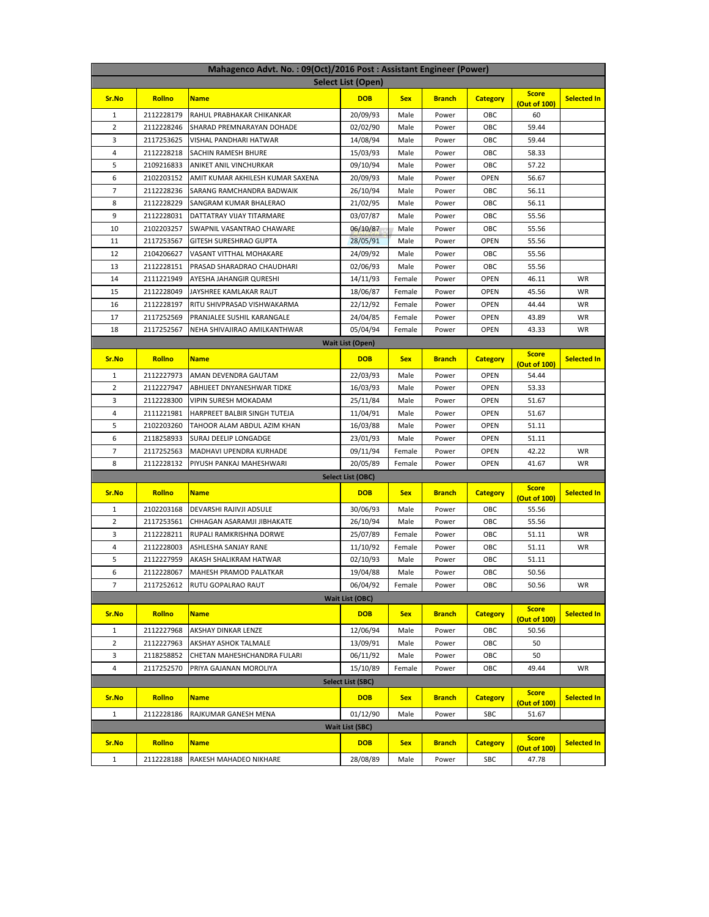# Mahagenco Advt. No. : 09(Oct)/2016 Post : Assistant Engineer (Power)

## Select List (Open)

| Sr.No | Rollno | Name | DOB | Sex | Branch | Category | Score (Out of 100) | Selected In |
|---|---|---|---|---|---|---|---|---|
| 1 | 2112228179 | RAHUL PRABHAKAR CHIKANKAR | 20/09/93 | Male | Power | OBC | 60 | |
| 2 | 2112228246 | SHARAD PREMNARAYAN DOHADE | 02/02/90 | Male | Power | OBC | 59.44 | |
| 3 | 2117253625 | VISHAL PANDHARI HATWAR | 14/08/94 | Male | Power | OBC | 59.44 | |
| 4 | 2112228218 | SACHIN RAMESH BHURE | 15/03/93 | Male | Power | OBC | 58.33 | |
| 5 | 2109216833 | ANIKET ANIL VINCHURKAR | 09/10/94 | Male | Power | OBC | 57.22 | |
| 6 | 2102203152 | AMIT KUMAR AKHILESH KUMAR SAXENA | 20/09/93 | Male | Power | OPEN | 56.67 | |
| 7 | 2112228236 | SARANG RAMCHANDRA BADWAIK | 26/10/94 | Male | Power | OBC | 56.11 | |
| 8 | 2112228229 | SANGRAM KUMAR BHALERAO | 21/02/95 | Male | Power | OBC | 56.11 | |
| 9 | 2112228031 | DATTATRAY VIJAY TITARMARE | 03/07/87 | Male | Power | OBC | 55.56 | |
| 10 | 2102203257 | SWAPNIL VASANTRAO CHAWARE | 06/10/87 | Male | Power | OBC | 55.56 | |
| 11 | 2117253567 | GITESH SURESHRAO GUPTA | 28/05/91 | Male | Power | OPEN | 55.56 | |
| 12 | 2104206627 | VASANT VITTHAL MOHAKARE | 24/09/92 | Male | Power | OBC | 55.56 | |
| 13 | 2112228151 | PRASAD SHARADRAO CHAUDHARI | 02/06/93 | Male | Power | OBC | 55.56 | |
| 14 | 2111221949 | AYESHA JAHANGIR QURESHI | 14/11/93 | Female | Power | OPEN | 46.11 | WR |
| 15 | 2112228049 | JAYSHREE KAMLAKAR RAUT | 18/06/87 | Female | Power | OPEN | 45.56 | WR |
| 16 | 2112228197 | RITU SHIVPRASAD VISHWAKARMA | 22/12/92 | Female | Power | OPEN | 44.44 | WR |
| 17 | 2117252569 | PRANJALEE SUSHIL KARANGALE | 24/04/85 | Female | Power | OPEN | 43.89 | WR |
| 18 | 2117252567 | NEHA SHIVAJIRAO AMILKANTHWAR | 05/04/94 | Female | Power | OPEN | 43.33 | WR |

## Wait List (Open)

| Sr.No | Rollno | Name | DOB | Sex | Branch | Category | Score (Out of 100) | Selected In |
|---|---|---|---|---|---|---|---|---|
| 1 | 2112227973 | AMAN DEVENDRA GAUTAM | 22/03/93 | Male | Power | OPEN | 54.44 | |
| 2 | 2112227947 | ABHIJEET DNYANESHWAR TIDKE | 16/03/93 | Male | Power | OPEN | 53.33 | |
| 3 | 2112228300 | VIPIN SURESH MOKADAM | 25/11/84 | Male | Power | OPEN | 51.67 | |
| 4 | 2111221981 | HARPREET BALBIR SINGH TUTEJA | 11/04/91 | Male | Power | OPEN | 51.67 | |
| 5 | 2102203260 | TAHOOR ALAM ABDUL AZIM KHAN | 16/03/88 | Male | Power | OPEN | 51.11 | |
| 6 | 2118258933 | SURAJ DEELIP LONGADGE | 23/01/93 | Male | Power | OPEN | 51.11 | |
| 7 | 2117252563 | MADHAVI UPENDRA KURHADE | 09/11/94 | Female | Power | OPEN | 42.22 | WR |
| 8 | 2112228132 | PIYUSH PANKAJ MAHESHWARI | 20/05/89 | Female | Power | OPEN | 41.67 | WR |

## Select List (OBC)

| Sr.No | Rollno | Name | DOB | Sex | Branch | Category | Score (Out of 100) | Selected In |
|---|---|---|---|---|---|---|---|---|
| 1 | 2102203168 | DEVARSHI RAJIVJI ADSULE | 30/06/93 | Male | Power | OBC | 55.56 | |
| 2 | 2117253561 | CHHAGAN ASARAMJI JIBHAKATE | 26/10/94 | Male | Power | OBC | 55.56 | |
| 3 | 2112228211 | RUPALI RAMKRISHNA DORWE | 25/07/89 | Female | Power | OBC | 51.11 | WR |
| 4 | 2112228003 | ASHLESHA SANJAY RANE | 11/10/92 | Female | Power | OBC | 51.11 | WR |
| 5 | 2112227959 | AKASH SHALIKRAM HATWAR | 02/10/93 | Male | Power | OBC | 51.11 | |
| 6 | 2112228067 | MAHESH PRAMOD PALATKAR | 19/04/88 | Male | Power | OBC | 50.56 | |
| 7 | 2117252612 | RUTU GOPALRAO RAUT | 06/04/92 | Female | Power | OBC | 50.56 | WR |

## Wait List (OBC)

| Sr.No | Rollno | Name | DOB | Sex | Branch | Category | Score (Out of 100) | Selected In |
|---|---|---|---|---|---|---|---|---|
| 1 | 2112227968 | AKSHAY DINKAR LENZE | 12/06/94 | Male | Power | OBC | 50.56 | |
| 2 | 2112227963 | AKSHAY ASHOK TALMALE | 13/09/91 | Male | Power | OBC | 50 | |
| 3 | 2118258852 | CHETAN MAHESHCHANDRA FULARI | 06/11/92 | Male | Power | OBC | 50 | |
| 4 | 2117252570 | PRIYA GAJANAN MOROLIYA | 15/10/89 | Female | Power | OBC | 49.44 | WR |

## Select List (SBC)

| Sr.No | Rollno | Name | DOB | Sex | Branch | Category | Score (Out of 100) | Selected In |
|---|---|---|---|---|---|---|---|---|
| 1 | 2112228186 | RAJKUMAR GANESH MENA | 01/12/90 | Male | Power | SBC | 51.67 | |

## Wait List (SBC)

| Sr.No | Rollno | Name | DOB | Sex | Branch | Category | Score (Out of 100) | Selected In |
|---|---|---|---|---|---|---|---|---|
| 1 | 2112228188 | RAKESH MAHADEO NIKHARE | 28/08/89 | Male | Power | SBC | 47.78 | |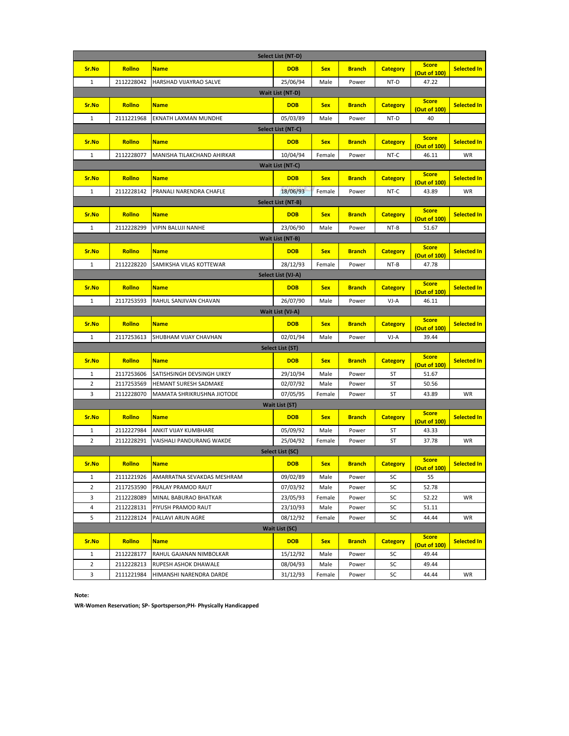| Select List (NT-D) | | | | | | | | |
|---|---|---|---|---|---|---|---|---|
| **Sr.No** | **Rollno** | **Name** | **DOB** | **Sex** | **Branch** | **Category** | **Score (Out of 100)** | **Selected In** |
| 1 | 2112228042 | HARSHAD VIJAYRAO SALVE | 25/06/94 | Male | Power | NT-D | 47.22 | |

| Wait List (NT-D) | | | | | | | | |
|---|---|---|---|---|---|---|---|---|
| **Sr.No** | **Rollno** | **Name** | **DOB** | **Sex** | **Branch** | **Category** | **Score (Out of 100)** | **Selected In** |
| 1 | 2111221968 | EKNATH LAXMAN MUNDHE | 05/03/89 | Male | Power | NT-D | 40 | |

| Select List (NT-C) | | | | | | | | |
|---|---|---|---|---|---|---|---|---|
| **Sr.No** | **Rollno** | **Name** | **DOB** | **Sex** | **Branch** | **Category** | **Score (Out of 100)** | **Selected In** |
| 1 | 2112228077 | MANISHA TILAKCHAND AHIRKAR | 10/04/94 | Female | Power | NT-C | 46.11 | WR |

| Wait List (NT-C) | | | | | | | | |
|---|---|---|---|---|---|---|---|---|
| **Sr.No** | **Rollno** | **Name** | **DOB** | **Sex** | **Branch** | **Category** | **Score (Out of 100)** | **Selected In** |
| 1 | 2112228142 | PRANALI NARENDRA CHAFLE | 18/06/93 | Female | Power | NT-C | 43.89 | WR |

| Select List (NT-B) | | | | | | | | |
|---|---|---|---|---|---|---|---|---|
| **Sr.No** | **Rollno** | **Name** | **DOB** | **Sex** | **Branch** | **Category** | **Score (Out of 100)** | **Selected In** |
| 1 | 2112228299 | VIPIN BALUJI NANHE | 23/06/90 | Male | Power | NT-B | 51.67 | |

| Wait List (NT-B) | | | | | | | | |
|---|---|---|---|---|---|---|---|---|
| **Sr.No** | **Rollno** | **Name** | **DOB** | **Sex** | **Branch** | **Category** | **Score (Out of 100)** | **Selected In** |
| 1 | 2112228220 | SAMIKSHA VILAS KOTTEWAR | 28/12/93 | Female | Power | NT-B | 47.78 | |

| Select List (VJ-A) | | | | | | | | |
|---|---|---|---|---|---|---|---|---|
| **Sr.No** | **Rollno** | **Name** | **DOB** | **Sex** | **Branch** | **Category** | **Score (Out of 100)** | **Selected In** |
| 1 | 2117253593 | RAHUL SANJIVAN CHAVAN | 26/07/90 | Male | Power | VJ-A | 46.11 | |

| Wait List (VJ-A) | | | | | | | | |
|---|---|---|---|---|---|---|---|---|
| **Sr.No** | **Rollno** | **Name** | **DOB** | **Sex** | **Branch** | **Category** | **Score (Out of 100)** | **Selected In** |
| 1 | 2117253613 | SHUBHAM VIJAY CHAVHAN | 02/01/94 | Male | Power | VJ-A | 39.44 | |

| Select List (ST) | | | | | | | | |
|---|---|---|---|---|---|---|---|---|
| **Sr.No** | **Rollno** | **Name** | **DOB** | **Sex** | **Branch** | **Category** | **Score (Out of 100)** | **Selected In** |
| 1 | 2117253606 | SATISHSINGH DEVSINGH UIKEY | 29/10/94 | Male | Power | ST | 51.67 | |
| 2 | 2117253569 | HEMANT SURESH SADMAKE | 02/07/92 | Male | Power | ST | 50.56 | |
| 3 | 2112228070 | MAMATA SHRIKRUSHNA JIOTODE | 07/05/95 | Female | Power | ST | 43.89 | WR |

| Wait List (ST) | | | | | | | | |
|---|---|---|---|---|---|---|---|---|
| **Sr.No** | **Rollno** | **Name** | **DOB** | **Sex** | **Branch** | **Category** | **Score (Out of 100)** | **Selected In** |
| 1 | 2112227984 | ANKIT VIJAY KUMBHARE | 05/09/92 | Male | Power | ST | 43.33 | |
| 2 | 2112228291 | VAISHALI PANDURANG WAKDE | 25/04/92 | Female | Power | ST | 37.78 | WR |

| Select List (SC) | | | | | | | | |
|---|---|---|---|---|---|---|---|---|
| **Sr.No** | **Rollno** | **Name** | **DOB** | **Sex** | **Branch** | **Category** | **Score (Out of 100)** | **Selected In** |
| 1 | 2111221926 | AMARRATNA SEVAKDAS MESHRAM | 09/02/89 | Male | Power | SC | 55 | |
| 2 | 2117253590 | PRALAY PRAMOD RAUT | 07/03/92 | Male | Power | SC | 52.78 | |
| 3 | 2112228089 | MINAL BABURAO BHATKAR | 23/05/93 | Female | Power | SC | 52.22 | WR |
| 4 | 2112228131 | PIYUSH PRAMOD RAUT | 23/10/93 | Male | Power | SC | 51.11 | |
| 5 | 2112228124 | PALLAVI ARUN AGRE | 08/12/92 | Female | Power | SC | 44.44 | WR |

| Wait List (SC) | | | | | | | | |
|---|---|---|---|---|---|---|---|---|
| **Sr.No** | **Rollno** | **Name** | **DOB** | **Sex** | **Branch** | **Category** | **Score (Out of 100)** | **Selected In** |
| 1 | 2112228177 | RAHUL GAJANAN NIMBOLKAR | 15/12/92 | Male | Power | SC | 49.44 | |
| 2 | 2112228213 | RUPESH ASHOK DHAWALE | 08/04/93 | Male | Power | SC | 49.44 | |
| 3 | 2111221984 | HIMANSHI NARENDRA DARDE | 31/12/93 | Female | Power | SC | 44.44 | WR |

**Note:**

**WR-Women Reservation; SP- Sportsperson;PH- Physically Handicapped**